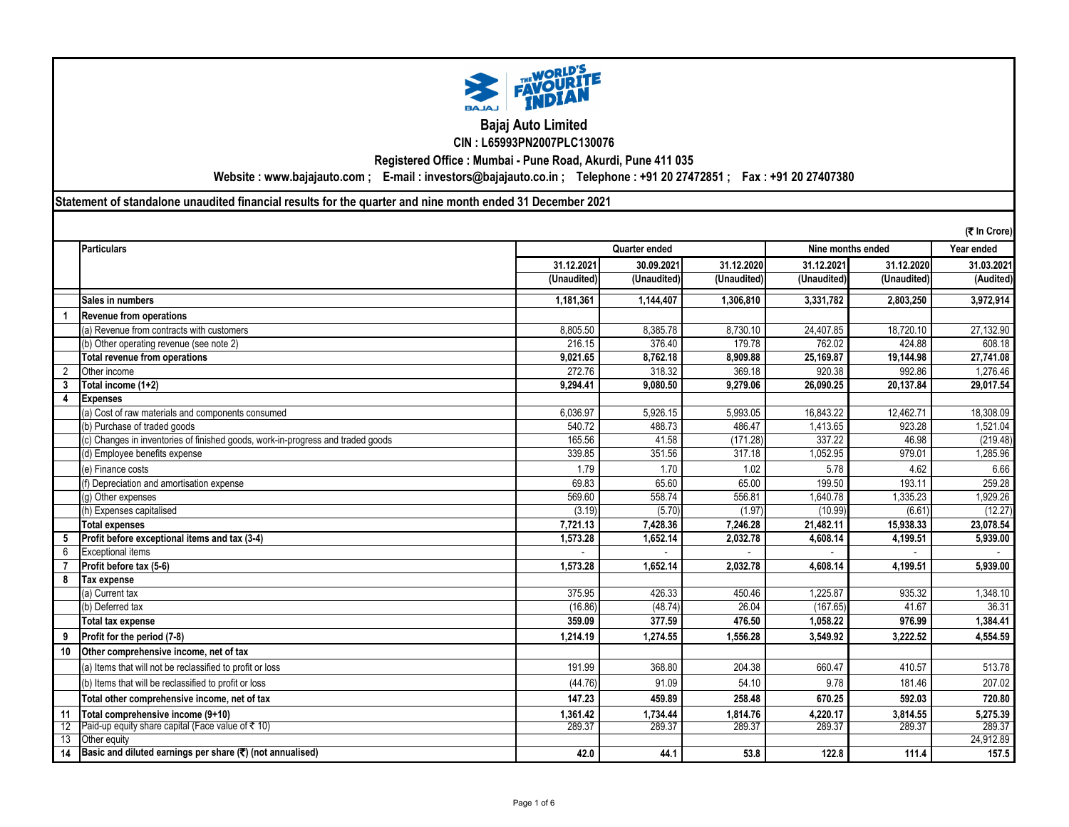# Bajaj Auto Limited

**CIN : L65993PN2007PLC130076**

**Registered Office : Mumbai - Pune Road, Akurdi, Pune 411 035**

**Website : www.bajajauto.com ; E-mail : investors@bajajauto.co.in ; Telephone : +91 20 27472851 ; Fax : +91 20 27407380**

**Statement of standalone unaudited financial results for the quarter and nine month ended 31 December 2021**

(₹ In Crore)

| | Particulars | Quarter ended | | | Nine months ended | | Year ended |
|---|---|---|---|---|---|---|---|
| | | 31.12.2021 | 30.09.2021 | 31.12.2020 | 31.12.2021 | 31.12.2020 | 31.03.2021 |
| | | (Unaudited) | (Unaudited) | (Unaudited) | (Unaudited) | (Unaudited) | (Audited) |
| | **Sales in numbers** | **1,181,361** | **1,144,407** | **1,306,810** | **3,331,782** | **2,803,250** | **3,972,914** |
| **1** | **Revenue from operations** | | | | | | |
| | (a) Revenue from contracts with customers | 8,805.50 | 8,385.78 | 8,730.10 | 24,407.85 | 18,720.10 | 27,132.90 |
| | (b) Other operating revenue (see note 2) | 216.15 | 376.40 | 179.78 | 762.02 | 424.88 | 608.18 |
| | **Total revenue from operations** | **9,021.65** | **8,762.18** | **8,909.88** | **25,169.87** | **19,144.98** | **27,741.08** |
| 2 | Other income | 272.76 | 318.32 | 369.18 | 920.38 | 992.86 | 1,276.46 |
| **3** | **Total income (1+2)** | **9,294.41** | **9,080.50** | **9,279.06** | **26,090.25** | **20,137.84** | **29,017.54** |
| **4** | **Expenses** | | | | | | |
| | (a) Cost of raw materials and components consumed | 6,036.97 | 5,926.15 | 5,993.05 | 16,843.22 | 12,462.71 | 18,308.09 |
| | (b) Purchase of traded goods | 540.72 | 488.73 | 486.47 | 1,413.65 | 923.28 | 1,521.04 |
| | (c) Changes in inventories of finished goods, work-in-progress and traded goods | 165.56 | 41.58 | (171.28) | 337.22 | 46.98 | (219.48) |
| | (d) Employee benefits expense | 339.85 | 351.56 | 317.18 | 1,052.95 | 979.01 | 1,285.96 |
| | (e) Finance costs | 1.79 | 1.70 | 1.02 | 5.78 | 4.62 | 6.66 |
| | (f) Depreciation and amortisation expense | 69.83 | 65.60 | 65.00 | 199.50 | 193.11 | 259.28 |
| | (g) Other expenses | 569.60 | 558.74 | 556.81 | 1,640.78 | 1,335.23 | 1,929.26 |
| | (h) Expenses capitalised | (3.19) | (5.70) | (1.97) | (10.99) | (6.61) | (12.27) |
| | **Total expenses** | **7,721.13** | **7,428.36** | **7,246.28** | **21,482.11** | **15,938.33** | **23,078.54** |
| **5** | **Profit before exceptional items and tax (3-4)** | **1,573.28** | **1,652.14** | **2,032.78** | **4,608.14** | **4,199.51** | **5,939.00** |
| 6 | Exceptional items | - | - | - | - | - | - |
| **7** | **Profit before tax (5-6)** | **1,573.28** | **1,652.14** | **2,032.78** | **4,608.14** | **4,199.51** | **5,939.00** |
| **8** | **Tax expense** | | | | | | |
| | (a) Current tax | 375.95 | 426.33 | 450.46 | 1,225.87 | 935.32 | 1,348.10 |
| | (b) Deferred tax | (16.86) | (48.74) | 26.04 | (167.65) | 41.67 | 36.31 |
| | **Total tax expense** | **359.09** | **377.59** | **476.50** | **1,058.22** | **976.99** | **1,384.41** |
| **9** | **Profit for the period (7-8)** | **1,214.19** | **1,274.55** | **1,556.28** | **3,549.92** | **3,222.52** | **4,554.59** |
| **10** | **Other comprehensive income, net of tax** | | | | | | |
| | (a) Items that will not be reclassified to profit or loss | 191.99 | 368.80 | 204.38 | 660.47 | 410.57 | 513.78 |
| | (b) Items that will be reclassified to profit or loss | (44.76) | 91.09 | 54.10 | 9.78 | 181.46 | 207.02 |
| | **Total other comprehensive income, net of tax** | **147.23** | **459.89** | **258.48** | **670.25** | **592.03** | **720.80** |
| **11** | **Total comprehensive income (9+10)** | **1,361.42** | **1,734.44** | **1,814.76** | **4,220.17** | **3,814.55** | **5,275.39** |
| 12 | Paid-up equity share capital (Face value of ₹ 10) | 289.37 | 289.37 | 289.37 | 289.37 | 289.37 | 289.37 |
| 13 | Other equity | | | | | | 24,912.89 |
| **14** | **Basic and diluted earnings per share (₹) (not annualised)** | **42.0** | **44.1** | **53.8** | **122.8** | **111.4** | **157.5** |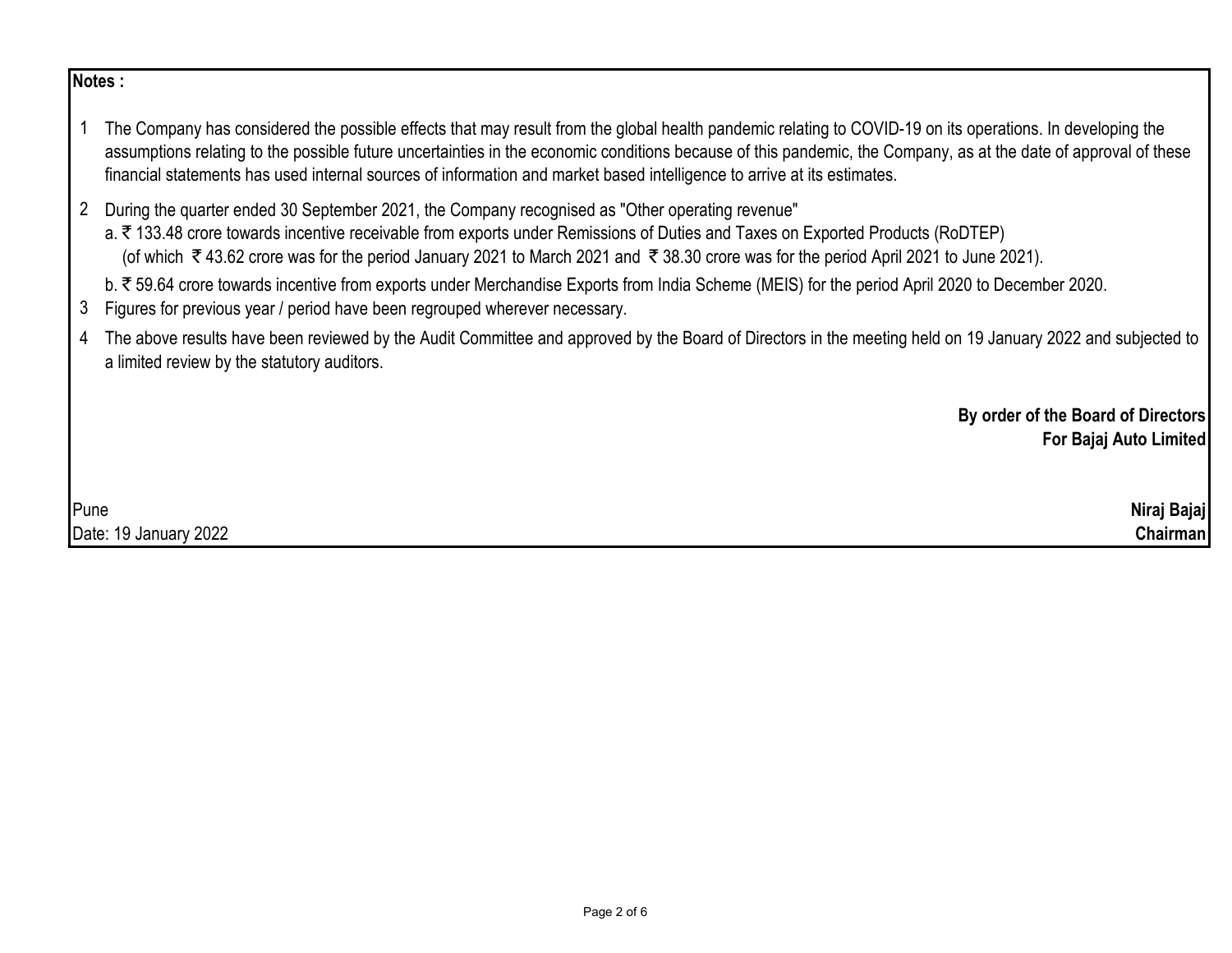**Notes :**

1. The Company has considered the possible effects that may result from the global health pandemic relating to COVID-19 on its operations. In developing the assumptions relating to the possible future uncertainties in the economic conditions because of this pandemic, the Company, as at the date of approval of these financial statements has used internal sources of information and market based intelligence to arrive at its estimates.

2. During the quarter ended 30 September 2021, the Company recognised as "Other operating revenue"

   a. ₹ 133.48 crore towards incentive receivable from exports under Remissions of Duties and Taxes on Exported Products (RoDTEP) (of which ₹ 43.62 crore was for the period January 2021 to March 2021 and ₹ 38.30 crore was for the period April 2021 to June 2021).

   b. ₹ 59.64 crore towards incentive from exports under Merchandise Exports from India Scheme (MEIS) for the period April 2020 to December 2020.

3. Figures for previous year / period have been regrouped wherever necessary.

4. The above results have been reviewed by the Audit Committee and approved by the Board of Directors in the meeting held on 19 January 2022 and subjected to a limited review by the statutory auditors.

**By order of the Board of Directors**
**For Bajaj Auto Limited**

Pune
Date: 19 January 2022

**Niraj Bajaj**
**Chairman**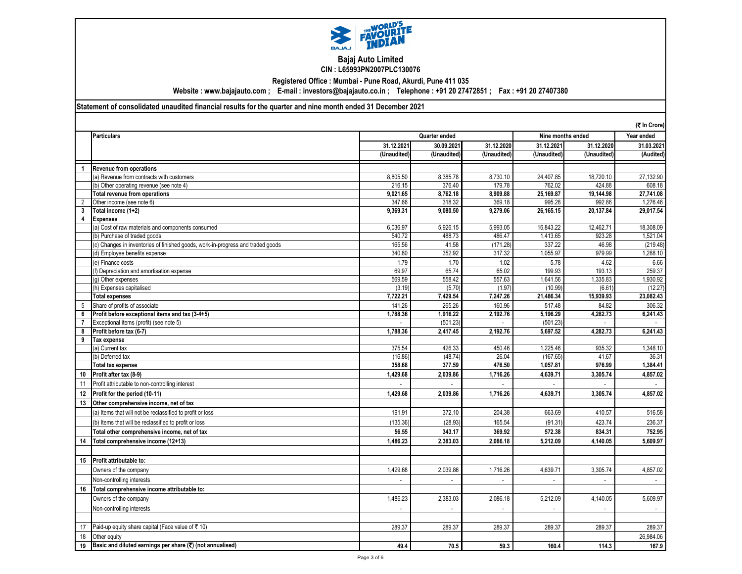# Bajaj Auto Limited

**CIN : L65993PN2007PLC130076**

**Registered Office : Mumbai - Pune Road, Akurdi, Pune 411 035**

**Website : www.bajajauto.com ; E-mail : investors@bajajauto.co.in ; Telephone : +91 20 27472851 ; Fax : +91 20 27407380**

**Statement of consolidated unaudited financial results for the quarter and nine month ended 31 December 2021**

(₹ In Crore)

| | Particulars | Quarter ended | | | Nine months ended | | Year ended |
|---|---|---|---|---|---|---|---|
| | | 31.12.2021 | 30.09.2021 | 31.12.2020 | 31.12.2021 | 31.12.2020 | 31.03.2021 |
| | | (Unaudited) | (Unaudited) | (Unaudited) | (Unaudited) | (Unaudited) | (Audited) |
| 1 | **Revenue from operations** | | | | | | |
| | (a) Revenue from contracts with customers | 8,805.50 | 8,385.78 | 8,730.10 | 24,407.85 | 18,720.10 | 27,132.90 |
| | (b) Other operating revenue (see note 4) | 216.15 | 376.40 | 179.78 | 762.02 | 424.88 | 608.18 |
| | **Total revenue from operations** | **9,021.65** | **8,762.18** | **8,909.88** | **25,169.87** | **19,144.98** | **27,741.08** |
| 2 | Other income (see note 6) | 347.66 | 318.32 | 369.18 | 995.28 | 992.86 | 1,276.46 |
| 3 | **Total income (1+2)** | **9,369.31** | **9,080.50** | **9,279.06** | **26,165.15** | **20,137.84** | **29,017.54** |
| 4 | **Expenses** | | | | | | |
| | (a) Cost of raw materials and components consumed | 6,036.97 | 5,926.15 | 5,993.05 | 16,843.22 | 12,462.71 | 18,308.09 |
| | (b) Purchase of traded goods | 540.72 | 488.73 | 486.47 | 1,413.65 | 923.28 | 1,521.04 |
| | (c) Changes in inventories of finished goods, work-in-progress and traded goods | 165.56 | 41.58 | (171.28) | 337.22 | 46.98 | (219.48) |
| | (d) Employee benefits expense | 340.80 | 352.92 | 317.32 | 1,055.97 | 979.99 | 1,288.10 |
| | (e) Finance costs | 1.79 | 1.70 | 1.02 | 5.78 | 4.62 | 6.66 |
| | (f) Depreciation and amortisation expense | 69.97 | 65.74 | 65.02 | 199.93 | 193.13 | 259.37 |
| | (g) Other expenses | 569.59 | 558.42 | 557.63 | 1,641.56 | 1,335.83 | 1,930.92 |
| | (h) Expenses capitalised | (3.19) | (5.70) | (1.97) | (10.99) | (6.61) | (12.27) |
| | **Total expenses** | **7,722.21** | **7,429.54** | **7,247.26** | **21,486.34** | **15,939.93** | **23,082.43** |
| 5 | Share of profits of associate | 141.26 | 265.26 | 160.96 | 517.48 | 84.82 | 306.32 |
| 6 | **Profit before exceptional items and tax (3-4+5)** | **1,788.36** | **1,916.22** | **2,192.76** | **5,196.29** | **4,282.73** | **6,241.43** |
| 7 | Exceptional items (profit) (see note 5) | - | (501.23) | - | (501.23) | - | - |
| 8 | **Profit before tax (6-7)** | **1,788.36** | **2,417.45** | **2,192.76** | **5,697.52** | **4,282.73** | **6,241.43** |
| 9 | **Tax expense** | | | | | | |
| | (a) Current tax | 375.54 | 426.33 | 450.46 | 1,225.46 | 935.32 | 1,348.10 |
| | (b) Deferred tax | (16.86) | (48.74) | 26.04 | (167.65) | 41.67 | 36.31 |
| | **Total tax expense** | **358.68** | **377.59** | **476.50** | **1,057.81** | **976.99** | **1,384.41** |
| 10 | **Profit after tax (8-9)** | **1,429.68** | **2,039.86** | **1,716.26** | **4,639.71** | **3,305.74** | **4,857.02** |
| 11 | Profit attributable to non-controlling interest | - | - | - | - | - | - |
| 12 | **Profit for the period (10-11)** | **1,429.68** | **2,039.86** | **1,716.26** | **4,639.71** | **3,305.74** | **4,857.02** |
| 13 | **Other comprehensive income, net of tax** | | | | | | |
| | (a) Items that will not be reclassified to profit or loss | 191.91 | 372.10 | 204.38 | 663.69 | 410.57 | 516.58 |
| | (b) Items that will be reclassified to profit or loss | (135.36) | (28.93) | 165.54 | (91.31) | 423.74 | 236.37 |
| | **Total other comprehensive income, net of tax** | **56.55** | **343.17** | **369.92** | **572.38** | **834.31** | **752.95** |
| 14 | **Total comprehensive income (12+13)** | **1,486.23** | **2,383.03** | **2,086.18** | **5,212.09** | **4,140.05** | **5,609.97** |
| 15 | **Profit attributable to:** | | | | | | |
| | Owners of the company | 1,429.68 | 2,039.86 | 1,716.26 | 4,639.71 | 3,305.74 | 4,857.02 |
| | Non-controlling interests | - | - | - | - | - | - |
| 16 | **Total comprehensive income attributable to:** | | | | | | |
| | Owners of the company | 1,486.23 | 2,383.03 | 2,086.18 | 5,212.09 | 4,140.05 | 5,609.97 |
| | Non-controlling interests | - | - | - | - | - | - |
| 17 | Paid-up equity share capital (Face value of ₹ 10) | 289.37 | 289.37 | 289.37 | 289.37 | 289.37 | 289.37 |
| 18 | Other equity | | | | | | 26,984.06 |
| 19 | **Basic and diluted earnings per share (₹) (not annualised)** | **49.4** | **70.5** | **59.3** | **160.4** | **114.3** | **167.9** |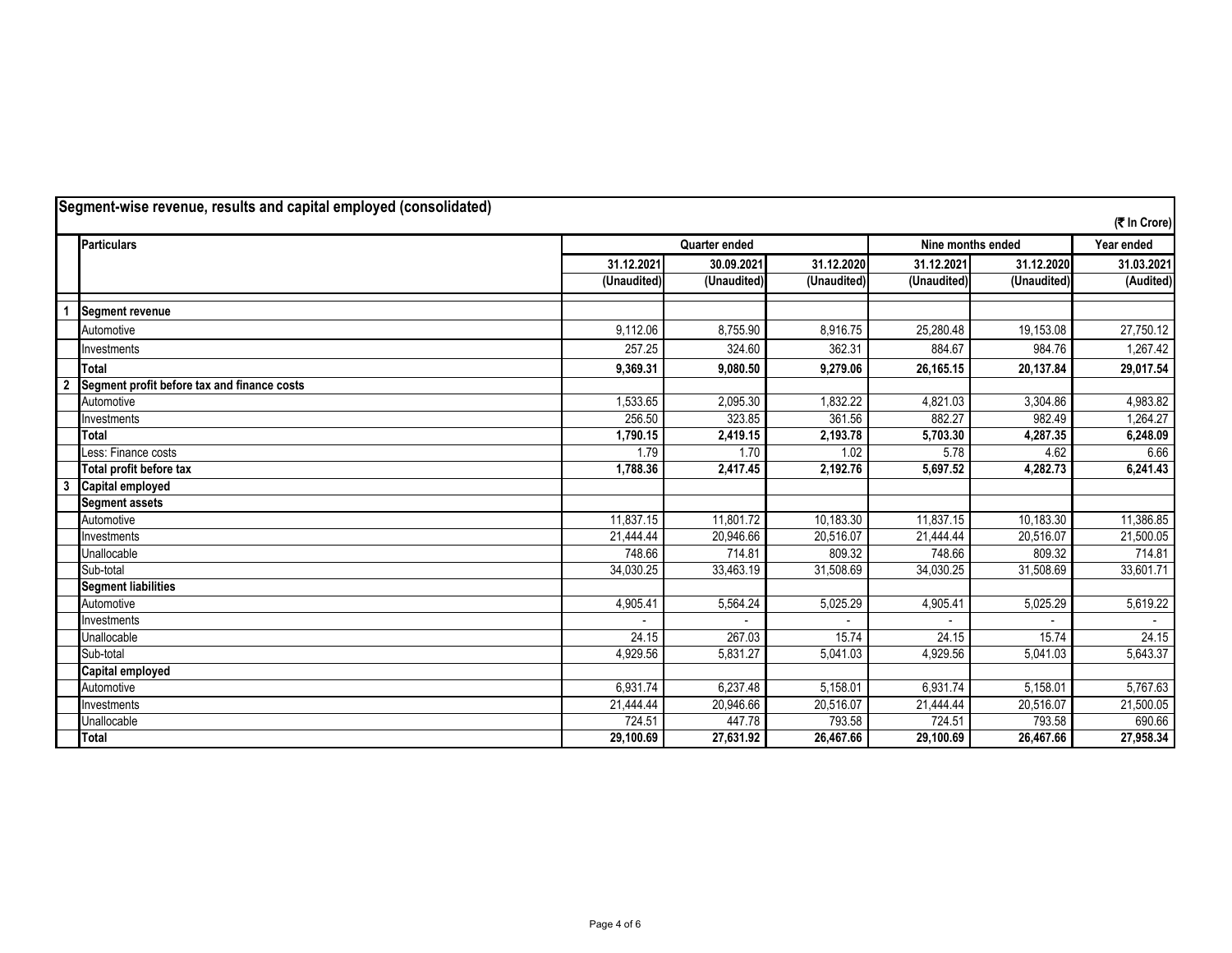## Segment-wise revenue, results and capital employed (consolidated)

(₹ In Crore)

| | Particulars | Quarter ended | | | Nine months ended | | Year ended |
|---|---|---|---|---|---|---|---|
| | | 31.12.2021 | 30.09.2021 | 31.12.2020 | 31.12.2021 | 31.12.2020 | 31.03.2021 |
| | | (Unaudited) | (Unaudited) | (Unaudited) | (Unaudited) | (Unaudited) | (Audited) |
| 1 | **Segment revenue** | | | | | | |
| | Automotive | 9,112.06 | 8,755.90 | 8,916.75 | 25,280.48 | 19,153.08 | 27,750.12 |
| | Investments | 257.25 | 324.60 | 362.31 | 884.67 | 984.76 | 1,267.42 |
| | **Total** | **9,369.31** | **9,080.50** | **9,279.06** | **26,165.15** | **20,137.84** | **29,017.54** |
| 2 | **Segment profit before tax and finance costs** | | | | | | |
| | Automotive | 1,533.65 | 2,095.30 | 1,832.22 | 4,821.03 | 3,304.86 | 4,983.82 |
| | Investments | 256.50 | 323.85 | 361.56 | 882.27 | 982.49 | 1,264.27 |
| | **Total** | **1,790.15** | **2,419.15** | **2,193.78** | **5,703.30** | **4,287.35** | **6,248.09** |
| | Less: Finance costs | 1.79 | 1.70 | 1.02 | 5.78 | 4.62 | 6.66 |
| | **Total profit before tax** | **1,788.36** | **2,417.45** | **2,192.76** | **5,697.52** | **4,282.73** | **6,241.43** |
| 3 | **Capital employed** | | | | | | |
| | **Segment assets** | | | | | | |
| | Automotive | 11,837.15 | 11,801.72 | 10,183.30 | 11,837.15 | 10,183.30 | 11,386.85 |
| | Investments | 21,444.44 | 20,946.66 | 20,516.07 | 21,444.44 | 20,516.07 | 21,500.05 |
| | Unallocable | 748.66 | 714.81 | 809.32 | 748.66 | 809.32 | 714.81 |
| | Sub-total | 34,030.25 | 33,463.19 | 31,508.69 | 34,030.25 | 31,508.69 | 33,601.71 |
| | **Segment liabilities** | | | | | | |
| | Automotive | 4,905.41 | 5,564.24 | 5,025.29 | 4,905.41 | 5,025.29 | 5,619.22 |
| | Investments | - | - | - | - | - | - |
| | Unallocable | 24.15 | 267.03 | 15.74 | 24.15 | 15.74 | 24.15 |
| | Sub-total | 4,929.56 | 5,831.27 | 5,041.03 | 4,929.56 | 5,041.03 | 5,643.37 |
| | **Capital employed** | | | | | | |
| | Automotive | 6,931.74 | 6,237.48 | 5,158.01 | 6,931.74 | 5,158.01 | 5,767.63 |
| | Investments | 21,444.44 | 20,946.66 | 20,516.07 | 21,444.44 | 20,516.07 | 21,500.05 |
| | Unallocable | 724.51 | 447.78 | 793.58 | 724.51 | 793.58 | 690.66 |
| | **Total** | **29,100.69** | **27,631.92** | **26,467.66** | **29,100.69** | **26,467.66** | **27,958.34** |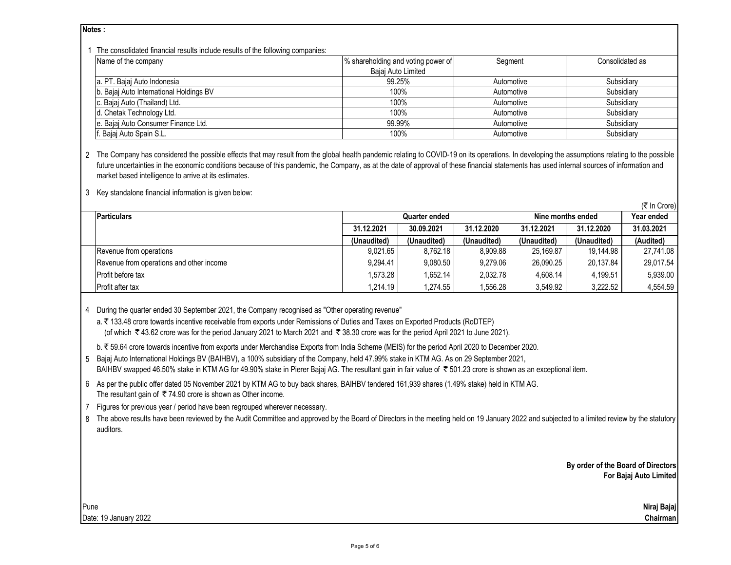**Notes :**

1 The consolidated financial results include results of the following companies:

| Name of the company | % shareholding and voting power of Bajaj Auto Limited | Segment | Consolidated as |
|---|---|---|---|
| a. PT. Bajaj Auto Indonesia | 99.25% | Automotive | Subsidiary |
| b. Bajaj Auto International Holdings BV | 100% | Automotive | Subsidiary |
| c. Bajaj Auto (Thailand) Ltd. | 100% | Automotive | Subsidiary |
| d. Chetak Technology Ltd. | 100% | Automotive | Subsidiary |
| e. Bajaj Auto Consumer Finance Ltd. | 99.99% | Automotive | Subsidiary |
| f. Bajaj Auto Spain S.L. | 100% | Automotive | Subsidiary |

2 The Company has considered the possible effects that may result from the global health pandemic relating to COVID-19 on its operations. In developing the assumptions relating to the possible future uncertainties in the economic conditions because of this pandemic, the Company, as at the date of approval of these financial statements has used internal sources of information and market based intelligence to arrive at its estimates.

3 Key standalone financial information is given below:

(₹ In Crore)

| Particulars | Quarter ended | | | Nine months ended | | Year ended |
|---|---|---|---|---|---|---|
| | 31.12.2021 | 30.09.2021 | 31.12.2020 | 31.12.2021 | 31.12.2020 | 31.03.2021 |
| | (Unaudited) | (Unaudited) | (Unaudited) | (Unaudited) | (Unaudited) | (Audited) |
| Revenue from operations | 9,021.65 | 8,762.18 | 8,909.88 | 25,169.87 | 19,144.98 | 27,741.08 |
| Revenue from operations and other income | 9,294.41 | 9,080.50 | 9,279.06 | 26,090.25 | 20,137.84 | 29,017.54 |
| Profit before tax | 1,573.28 | 1,652.14 | 2,032.78 | 4,608.14 | 4,199.51 | 5,939.00 |
| Profit after tax | 1,214.19 | 1,274.55 | 1,556.28 | 3,549.92 | 3,222.52 | 4,554.59 |

4 During the quarter ended 30 September 2021, the Company recognised as "Other operating revenue"

a. ₹ 133.48 crore towards incentive receivable from exports under Remissions of Duties and Taxes on Exported Products (RoDTEP) (of which ₹ 43.62 crore was for the period January 2021 to March 2021 and ₹ 38.30 crore was for the period April 2021 to June 2021).

b. ₹ 59.64 crore towards incentive from exports under Merchandise Exports from India Scheme (MEIS) for the period April 2020 to December 2020.

5 Bajaj Auto International Holdings BV (BAIHBV), a 100% subsidiary of the Company, held 47.99% stake in KTM AG. As on 29 September 2021, BAIHBV swapped 46.50% stake in KTM AG for 49.90% stake in Pierer Bajaj AG. The resultant gain in fair value of ₹ 501.23 crore is shown as an exceptional item.

6 As per the public offer dated 05 November 2021 by KTM AG to buy back shares, BAIHBV tendered 161,939 shares (1.49% stake) held in KTM AG. The resultant gain of ₹ 74.90 crore is shown as Other income.

7 Figures for previous year / period have been regrouped wherever necessary.

8 The above results have been reviewed by the Audit Committee and approved by the Board of Directors in the meeting held on 19 January 2022 and subjected to a limited review by the statutory auditors.

**By order of the Board of Directors**
**For Bajaj Auto Limited**

Pune
Date: 19 January 2022

**Niraj Bajaj**
**Chairman**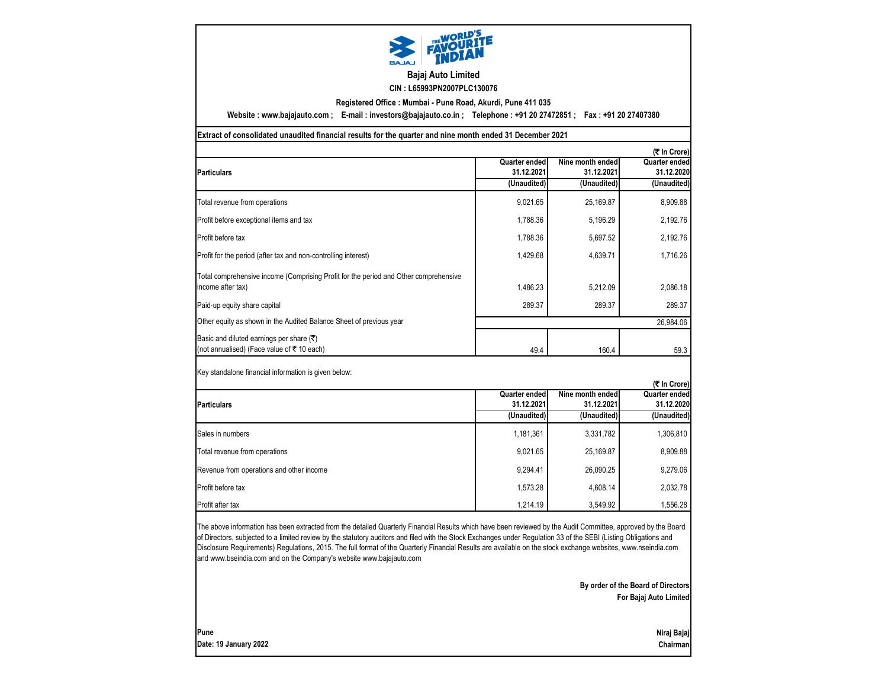**Bajaj Auto Limited**

**CIN : L65993PN2007PLC130076**

**Registered Office : Mumbai - Pune Road, Akurdi, Pune 411 035**

**Website : www.bajajauto.com ; E-mail : investors@bajajauto.co.in ; Telephone : +91 20 27472851 ; Fax : +91 20 27407380**

**Extract of consolidated unaudited financial results for the quarter and nine month ended 31 December 2021**

(₹ In Crore)

| Particulars | Quarter ended 31.12.2021 (Unaudited) | Nine month ended 31.12.2021 (Unaudited) | Quarter ended 31.12.2020 (Unaudited) |
|---|---|---|---|
| Total revenue from operations | 9,021.65 | 25,169.87 | 8,909.88 |
| Profit before exceptional items and tax | 1,788.36 | 5,196.29 | 2,192.76 |
| Profit before tax | 1,788.36 | 5,697.52 | 2,192.76 |
| Profit for the period (after tax and non-controlling interest) | 1,429.68 | 4,639.71 | 1,716.26 |
| Total comprehensive income (Comprising Profit for the period and Other comprehensive income after tax) | 1,486.23 | 5,212.09 | 2,086.18 |
| Paid-up equity share capital | 289.37 | 289.37 | 289.37 |
| Other equity as shown in the Audited Balance Sheet of previous year | | | 26,984.06 |
| Basic and diluted earnings per share (₹) (not annualised) (Face value of ₹ 10 each) | 49.4 | 160.4 | 59.3 |

Key standalone financial information is given below:

(₹ In Crore)

| Particulars | Quarter ended 31.12.2021 (Unaudited) | Nine month ended 31.12.2021 (Unaudited) | Quarter ended 31.12.2020 (Unaudited) |
|---|---|---|---|
| Sales in numbers | 1,181,361 | 3,331,782 | 1,306,810 |
| Total revenue from operations | 9,021.65 | 25,169.87 | 8,909.88 |
| Revenue from operations and other income | 9,294.41 | 26,090.25 | 9,279.06 |
| Profit before tax | 1,573.28 | 4,608.14 | 2,032.78 |
| Profit after tax | 1,214.19 | 3,549.92 | 1,556.28 |

The above information has been extracted from the detailed Quarterly Financial Results which have been reviewed by the Audit Committee, approved by the Board of Directors, subjected to a limited review by the statutory auditors and filed with the Stock Exchanges under Regulation 33 of the SEBI (Listing Obligations and Disclosure Requirements) Regulations, 2015. The full format of the Quarterly Financial Results are available on the stock exchange websites, www.nseindia.com and www.bseindia.com and on the Company's website www.bajajauto.com

**By order of the Board of Directors**
**For Bajaj Auto Limited**

**Pune**
**Date: 19 January 2022**

**Niraj Bajaj**
**Chairman**